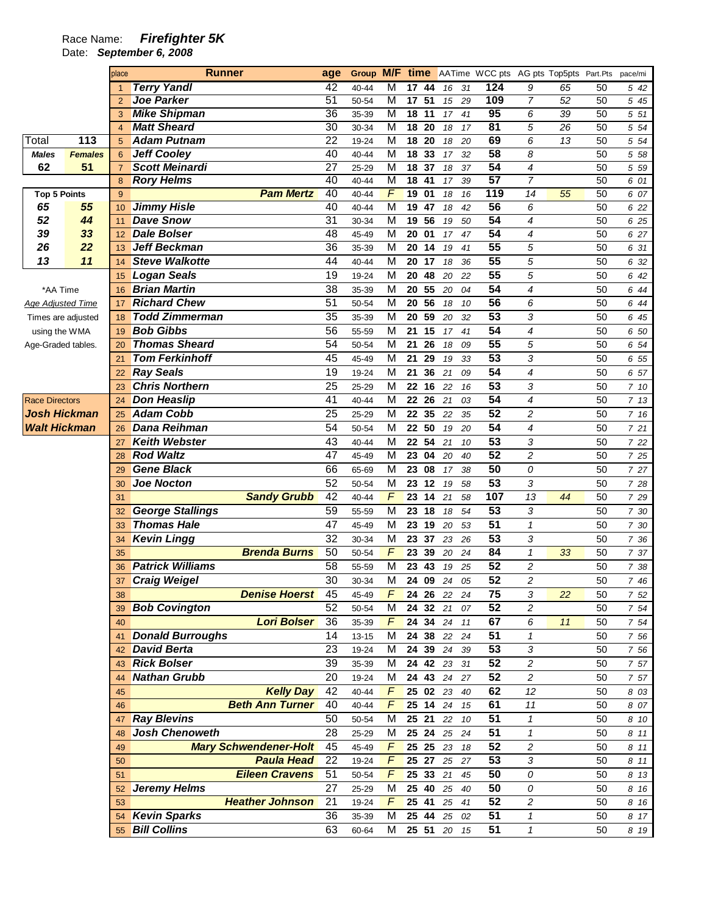Race Name: ***Firefighter 5K***

Date: ***September 6, 2008***

| place | Runner | age | Group | M/F | time | | AATime | | WCC pts | AG pts | Top5pts | Part.Pts | pace/mi |
|---|---|---|---|---|---|---|---|---|---|---|---|---|---|
| 1 | **Terry Yandl** | 42 | 40-44 | M | 17 | 44 | 16 | 31 | 124 | 9 | 65 | 50 | 5 42 |
| 2 | **Joe Parker** | 51 | 50-54 | M | 17 | 51 | 15 | 29 | 109 | 7 | 52 | 50 | 5 45 |
| 3 | **Mike Shipman** | 36 | 35-39 | M | 18 | 11 | 17 | 41 | 95 | 6 | 39 | 50 | 5 51 |
| 4 | **Matt Sheard** | 30 | 30-34 | M | 18 | 20 | 18 | 17 | 81 | 5 | 26 | 50 | 5 54 |
| 5 | **Adam Putnam** | 22 | 19-24 | M | 18 | 20 | 18 | 20 | 69 | 6 | 13 | 50 | 5 54 |
| 6 | **Jeff Cooley** | 40 | 40-44 | M | 18 | 33 | 17 | 32 | 58 | 8 | | 50 | 5 58 |
| 7 | **Scott Meinardi** | 27 | 25-29 | M | 18 | 37 | 18 | 37 | 54 | 4 | | 50 | 5 59 |
| 8 | **Rory Helms** | 40 | 40-44 | M | 18 | 41 | 17 | 39 | 57 | 7 | | 50 | 6 01 |
| 9 | **Pam Mertz** | 40 | 40-44 | F | 19 | 01 | 18 | 16 | 119 | 14 | 55 | 50 | 6 07 |
| 10 | **Jimmy Hisle** | 40 | 40-44 | M | 19 | 47 | 18 | 42 | 56 | 6 | | 50 | 6 22 |
| 11 | **Dave Snow** | 31 | 30-34 | M | 19 | 56 | 19 | 50 | 54 | 4 | | 50 | 6 25 |
| 12 | **Dale Bolser** | 48 | 45-49 | M | 20 | 01 | 17 | 47 | 54 | 4 | | 50 | 6 27 |
| 13 | **Jeff Beckman** | 36 | 35-39 | M | 20 | 14 | 19 | 41 | 55 | 5 | | 50 | 6 31 |
| 14 | **Steve Walkotte** | 44 | 40-44 | M | 20 | 17 | 18 | 36 | 55 | 5 | | 50 | 6 32 |
| 15 | **Logan Seals** | 19 | 19-24 | M | 20 | 48 | 20 | 22 | 55 | 5 | | 50 | 6 42 |
| 16 | **Brian Martin** | 38 | 35-39 | M | 20 | 55 | 20 | 04 | 54 | 4 | | 50 | 6 44 |
| 17 | **Richard Chew** | 51 | 50-54 | M | 20 | 56 | 18 | 10 | 56 | 6 | | 50 | 6 44 |
| 18 | **Todd Zimmerman** | 35 | 35-39 | M | 20 | 59 | 20 | 32 | 53 | 3 | | 50 | 6 45 |
| 19 | **Bob Gibbs** | 56 | 55-59 | M | 21 | 15 | 17 | 41 | 54 | 4 | | 50 | 6 50 |
| 20 | **Thomas Sheard** | 54 | 50-54 | M | 21 | 26 | 18 | 09 | 55 | 5 | | 50 | 6 54 |
| 21 | **Tom Ferkinhoff** | 45 | 45-49 | M | 21 | 29 | 19 | 33 | 53 | 3 | | 50 | 6 55 |
| 22 | **Ray Seals** | 19 | 19-24 | M | 21 | 36 | 21 | 09 | 54 | 4 | | 50 | 6 57 |
| 23 | **Chris Northern** | 25 | 25-29 | M | 22 | 16 | 22 | 16 | 53 | 3 | | 50 | 7 10 |
| 24 | **Don Heaslip** | 41 | 40-44 | M | 22 | 26 | 21 | 03 | 54 | 4 | | 50 | 7 13 |
| 25 | **Adam Cobb** | 25 | 25-29 | M | 22 | 35 | 22 | 35 | 52 | 2 | | 50 | 7 16 |
| 26 | **Dana Reihman** | 54 | 50-54 | M | 22 | 50 | 19 | 20 | 54 | 4 | | 50 | 7 21 |
| 27 | **Keith Webster** | 43 | 40-44 | M | 22 | 54 | 21 | 10 | 53 | 3 | | 50 | 7 22 |
| 28 | **Rod Waltz** | 47 | 45-49 | M | 23 | 04 | 20 | 40 | 52 | 2 | | 50 | 7 25 |
| 29 | **Gene Black** | 66 | 65-69 | M | 23 | 08 | 17 | 38 | 50 | 0 | | 50 | 7 27 |
| 30 | **Joe Nocton** | 52 | 50-54 | M | 23 | 12 | 19 | 58 | 53 | 3 | | 50 | 7 28 |
| 31 | **Sandy Grubb** | 42 | 40-44 | F | 23 | 14 | 21 | 58 | 107 | 13 | 44 | 50 | 7 29 |
| 32 | **George Stallings** | 59 | 55-59 | M | 23 | 18 | 18 | 54 | 53 | 3 | | 50 | 7 30 |
| 33 | **Thomas Hale** | 47 | 45-49 | M | 23 | 19 | 20 | 53 | 51 | 1 | | 50 | 7 30 |
| 34 | **Kevin Lingg** | 32 | 30-34 | M | 23 | 37 | 23 | 26 | 53 | 3 | | 50 | 7 36 |
| 35 | **Brenda Burns** | 50 | 50-54 | F | 23 | 39 | 20 | 24 | 84 | 1 | 33 | 50 | 7 37 |
| 36 | **Patrick Williams** | 58 | 55-59 | M | 23 | 43 | 19 | 25 | 52 | 2 | | 50 | 7 38 |
| 37 | **Craig Weigel** | 30 | 30-34 | M | 24 | 09 | 24 | 05 | 52 | 2 | | 50 | 7 46 |
| 38 | **Denise Hoerst** | 45 | 45-49 | F | 24 | 26 | 22 | 24 | 75 | 3 | 22 | 50 | 7 52 |
| 39 | **Bob Covington** | 52 | 50-54 | M | 24 | 32 | 21 | 07 | 52 | 2 | | 50 | 7 54 |
| 40 | **Lori Bolser** | 36 | 35-39 | F | 24 | 34 | 24 | 11 | 67 | 6 | 11 | 50 | 7 54 |
| 41 | **Donald Burroughs** | 14 | 13-15 | M | 24 | 38 | 22 | 24 | 51 | 1 | | 50 | 7 56 |
| 42 | **David Berta** | 23 | 19-24 | M | 24 | 39 | 24 | 39 | 53 | 3 | | 50 | 7 56 |
| 43 | **Rick Bolser** | 39 | 35-39 | M | 24 | 42 | 23 | 31 | 52 | 2 | | 50 | 7 57 |
| 44 | **Nathan Grubb** | 20 | 19-24 | M | 24 | 43 | 24 | 27 | 52 | 2 | | 50 | 7 57 |
| 45 | **Kelly Day** | 42 | 40-44 | F | 25 | 02 | 23 | 40 | 62 | 12 | | 50 | 8 03 |
| 46 | **Beth Ann Turner** | 40 | 40-44 | F | 25 | 14 | 24 | 15 | 61 | 11 | | 50 | 8 07 |
| 47 | **Ray Blevins** | 50 | 50-54 | M | 25 | 21 | 22 | 10 | 51 | 1 | | 50 | 8 10 |
| 48 | **Josh Chenoweth** | 28 | 25-29 | M | 25 | 24 | 25 | 24 | 51 | 1 | | 50 | 8 11 |
| 49 | **Mary Schwendener-Holt** | 45 | 45-49 | F | 25 | 25 | 23 | 18 | 52 | 2 | | 50 | 8 11 |
| 50 | **Paula Head** | 22 | 19-24 | F | 25 | 27 | 25 | 27 | 53 | 3 | | 50 | 8 11 |
| 51 | **Eileen Cravens** | 51 | 50-54 | F | 25 | 33 | 21 | 45 | 50 | 0 | | 50 | 8 13 |
| 52 | **Jeremy Helms** | 27 | 25-29 | M | 25 | 40 | 25 | 40 | 50 | 0 | | 50 | 8 16 |
| 53 | **Heather Johnson** | 21 | 19-24 | F | 25 | 41 | 25 | 41 | 52 | 2 | | 50 | 8 16 |
| 54 | **Kevin Sparks** | 36 | 35-39 | M | 25 | 44 | 25 | 02 | 51 | 1 | | 50 | 8 17 |
| 55 | **Bill Collins** | 63 | 60-64 | M | 25 | 51 | 20 | 15 | 51 | 1 | | 50 | 8 19 |

| Total | 113 |
|---|---|
| ***Males*** | ***Females*** |
| 62 | 51 |

| Top 5 Points | |
|---|---|
| 65 | 55 |
| 52 | 44 |
| 39 | 33 |
| 26 | 22 |
| 13 | 11 |

*AA Time

Age Adjusted Time

Times are adjusted using the WMA Age-Graded tables.

Race Directors

***Josh Hickman***

***Walt Hickman***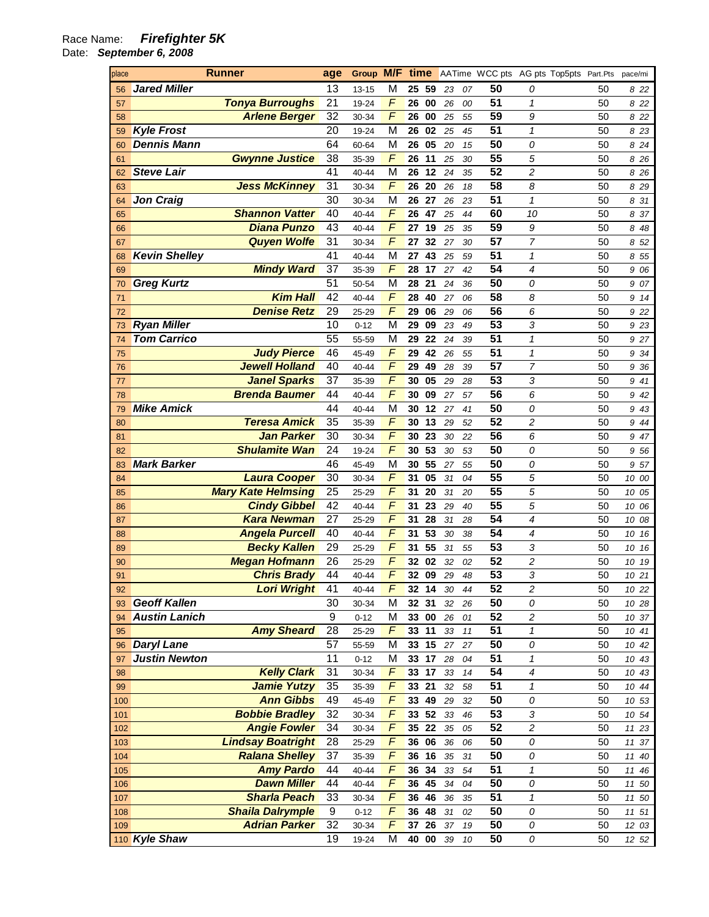Race Name: ***Firefighter 5K***

Date: ***September 6, 2008***

| place | Runner | age | Group | M/F | time | | AATime | | WCC pts | AG pts | Top5pts | Part.Pts | pace/mi |
|---|---|---|---|---|---|---|---|---|---|---|---|---|---|
| 56 | ***Jared Miller*** | 13 | 13-15 | M | 25 | 59 | 23 | 07 | 50 | 0 | | 50 | 8 22 |
| 57 | ***Tonya Burroughs*** | 21 | 19-24 | F | 26 | 00 | 26 | 00 | 51 | 1 | | 50 | 8 22 |
| 58 | ***Arlene Berger*** | 32 | 30-34 | F | 26 | 00 | 25 | 55 | 59 | 9 | | 50 | 8 22 |
| 59 | ***Kyle Frost*** | 20 | 19-24 | M | 26 | 02 | 25 | 45 | 51 | 1 | | 50 | 8 23 |
| 60 | ***Dennis Mann*** | 64 | 60-64 | M | 26 | 05 | 20 | 15 | 50 | 0 | | 50 | 8 24 |
| 61 | ***Gwynne Justice*** | 38 | 35-39 | F | 26 | 11 | 25 | 30 | 55 | 5 | | 50 | 8 26 |
| 62 | ***Steve Lair*** | 41 | 40-44 | M | 26 | 12 | 24 | 35 | 52 | 2 | | 50 | 8 26 |
| 63 | ***Jess McKinney*** | 31 | 30-34 | F | 26 | 20 | 26 | 18 | 58 | 8 | | 50 | 8 29 |
| 64 | ***Jon Craig*** | 30 | 30-34 | M | 26 | 27 | 26 | 23 | 51 | 1 | | 50 | 8 31 |
| 65 | ***Shannon Vatter*** | 40 | 40-44 | F | 26 | 47 | 25 | 44 | 60 | 10 | | 50 | 8 37 |
| 66 | ***Diana Punzo*** | 43 | 40-44 | F | 27 | 19 | 25 | 35 | 59 | 9 | | 50 | 8 48 |
| 67 | ***Quyen Wolfe*** | 31 | 30-34 | F | 27 | 32 | 27 | 30 | 57 | 7 | | 50 | 8 52 |
| 68 | ***Kevin Shelley*** | 41 | 40-44 | M | 27 | 43 | 25 | 59 | 51 | 1 | | 50 | 8 55 |
| 69 | ***Mindy Ward*** | 37 | 35-39 | F | 28 | 17 | 27 | 42 | 54 | 4 | | 50 | 9 06 |
| 70 | ***Greg Kurtz*** | 51 | 50-54 | M | 28 | 21 | 24 | 36 | 50 | 0 | | 50 | 9 07 |
| 71 | ***Kim Hall*** | 42 | 40-44 | F | 28 | 40 | 27 | 06 | 58 | 8 | | 50 | 9 14 |
| 72 | ***Denise Retz*** | 29 | 25-29 | F | 29 | 06 | 29 | 06 | 56 | 6 | | 50 | 9 22 |
| 73 | ***Ryan Miller*** | 10 | 0-12 | M | 29 | 09 | 23 | 49 | 53 | 3 | | 50 | 9 23 |
| 74 | ***Tom Carrico*** | 55 | 55-59 | M | 29 | 22 | 24 | 39 | 51 | 1 | | 50 | 9 27 |
| 75 | ***Judy Pierce*** | 46 | 45-49 | F | 29 | 42 | 26 | 55 | 51 | 1 | | 50 | 9 34 |
| 76 | ***Jewell Holland*** | 40 | 40-44 | F | 29 | 49 | 28 | 39 | 57 | 7 | | 50 | 9 36 |
| 77 | ***Janel Sparks*** | 37 | 35-39 | F | 30 | 05 | 29 | 28 | 53 | 3 | | 50 | 9 41 |
| 78 | ***Brenda Baumer*** | 44 | 40-44 | F | 30 | 09 | 27 | 57 | 56 | 6 | | 50 | 9 42 |
| 79 | ***Mike Amick*** | 44 | 40-44 | M | 30 | 12 | 27 | 41 | 50 | 0 | | 50 | 9 43 |
| 80 | ***Teresa Amick*** | 35 | 35-39 | F | 30 | 13 | 29 | 52 | 52 | 2 | | 50 | 9 44 |
| 81 | ***Jan Parker*** | 30 | 30-34 | F | 30 | 23 | 30 | 22 | 56 | 6 | | 50 | 9 47 |
| 82 | ***Shulamite Wan*** | 24 | 19-24 | F | 30 | 53 | 30 | 53 | 50 | 0 | | 50 | 9 56 |
| 83 | ***Mark Barker*** | 46 | 45-49 | M | 30 | 55 | 27 | 55 | 50 | 0 | | 50 | 9 57 |
| 84 | ***Laura Cooper*** | 30 | 30-34 | F | 31 | 05 | 31 | 04 | 55 | 5 | | 50 | 10 00 |
| 85 | ***Mary Kate Helmsing*** | 25 | 25-29 | F | 31 | 20 | 31 | 20 | 55 | 5 | | 50 | 10 05 |
| 86 | ***Cindy Gibbel*** | 42 | 40-44 | F | 31 | 23 | 29 | 40 | 55 | 5 | | 50 | 10 06 |
| 87 | ***Kara Newman*** | 27 | 25-29 | F | 31 | 28 | 31 | 28 | 54 | 4 | | 50 | 10 08 |
| 88 | ***Angela Purcell*** | 40 | 40-44 | F | 31 | 53 | 30 | 38 | 54 | 4 | | 50 | 10 16 |
| 89 | ***Becky Kallen*** | 29 | 25-29 | F | 31 | 55 | 31 | 55 | 53 | 3 | | 50 | 10 16 |
| 90 | ***Megan Hofmann*** | 26 | 25-29 | F | 32 | 02 | 32 | 02 | 52 | 2 | | 50 | 10 19 |
| 91 | ***Chris Brady*** | 44 | 40-44 | F | 32 | 09 | 29 | 48 | 53 | 3 | | 50 | 10 21 |
| 92 | ***Lori Wright*** | 41 | 40-44 | F | 32 | 14 | 30 | 44 | 52 | 2 | | 50 | 10 22 |
| 93 | ***Geoff Kallen*** | 30 | 30-34 | M | 32 | 31 | 32 | 26 | 50 | 0 | | 50 | 10 28 |
| 94 | ***Austin Lanich*** | 9 | 0-12 | M | 33 | 00 | 26 | 01 | 52 | 2 | | 50 | 10 37 |
| 95 | ***Amy Sheard*** | 28 | 25-29 | F | 33 | 11 | 33 | 11 | 51 | 1 | | 50 | 10 41 |
| 96 | ***Daryl Lane*** | 57 | 55-59 | M | 33 | 15 | 27 | 27 | 50 | 0 | | 50 | 10 42 |
| 97 | ***Justin Newton*** | 11 | 0-12 | M | 33 | 17 | 28 | 04 | 51 | 1 | | 50 | 10 43 |
| 98 | ***Kelly Clark*** | 31 | 30-34 | F | 33 | 17 | 33 | 14 | 54 | 4 | | 50 | 10 43 |
| 99 | ***Jamie Yutzy*** | 35 | 35-39 | F | 33 | 21 | 32 | 58 | 51 | 1 | | 50 | 10 44 |
| 100 | ***Ann Gibbs*** | 49 | 45-49 | F | 33 | 49 | 29 | 32 | 50 | 0 | | 50 | 10 53 |
| 101 | ***Bobbie Bradley*** | 32 | 30-34 | F | 33 | 52 | 33 | 46 | 53 | 3 | | 50 | 10 54 |
| 102 | ***Angie Fowler*** | 34 | 30-34 | F | 35 | 22 | 35 | 05 | 52 | 2 | | 50 | 11 23 |
| 103 | ***Lindsay Boatright*** | 28 | 25-29 | F | 36 | 06 | 36 | 06 | 50 | 0 | | 50 | 11 37 |
| 104 | ***Ralana Shelley*** | 37 | 35-39 | F | 36 | 16 | 35 | 31 | 50 | 0 | | 50 | 11 40 |
| 105 | ***Amy Pardo*** | 44 | 40-44 | F | 36 | 34 | 33 | 54 | 51 | 1 | | 50 | 11 46 |
| 106 | ***Dawn Miller*** | 44 | 40-44 | F | 36 | 45 | 34 | 04 | 50 | 0 | | 50 | 11 50 |
| 107 | ***Sharla Peach*** | 33 | 30-34 | F | 36 | 46 | 36 | 35 | 51 | 1 | | 50 | 11 50 |
| 108 | ***Shaila Dalrymple*** | 9 | 0-12 | F | 36 | 48 | 31 | 02 | 50 | 0 | | 50 | 11 51 |
| 109 | ***Adrian Parker*** | 32 | 30-34 | F | 37 | 26 | 37 | 19 | 50 | 0 | | 50 | 12 03 |
| 110 | ***Kyle Shaw*** | 19 | 19-24 | M | 40 | 00 | 39 | 10 | 50 | 0 | | 50 | 12 52 |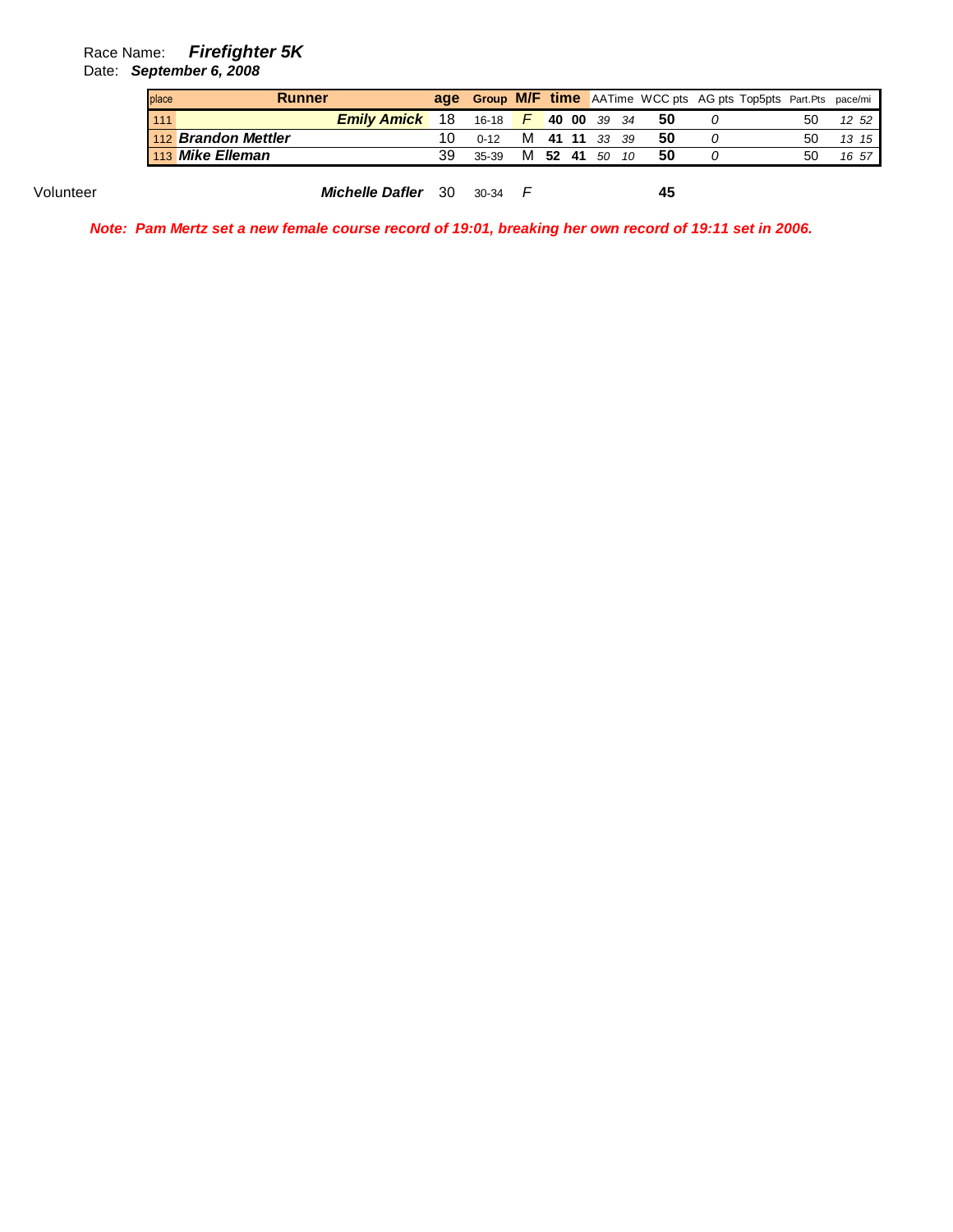Race Name: ***Firefighter 5K***

Date: ***September 6, 2008***

| place | Runner | age | Group | M/F | time | | AATime | | WCC pts | AG pts | Top5pts | Part.Pts | pace/mi | |
|---|---|---|---|---|---|---|---|---|---|---|---|---|---|---|
| 111 | ***Emily Amick*** | 18 | 16-18 | *F* | **40** | **00** | *39* | *34* | **50** | *0* | | 50 | *12* | *52* |
| 112 | ***Brandon Mettler*** | 10 | 0-12 | M | **41** | **11** | *33* | *39* | **50** | *0* | | 50 | *13* | *15* |
| 113 | ***Mike Elleman*** | 39 | 35-39 | M | **52** | **41** | *50* | *10* | **50** | *0* | | 50 | *16* | *57* |

| | | | | | |
|---|---|---|---|---|---|
| Volunteer | ***Michelle Dafler*** | 30 | 30-34 | *F* | **45** |

***Note: Pam Mertz set a new female course record of 19:01, breaking her own record of 19:11 set in 2006.***